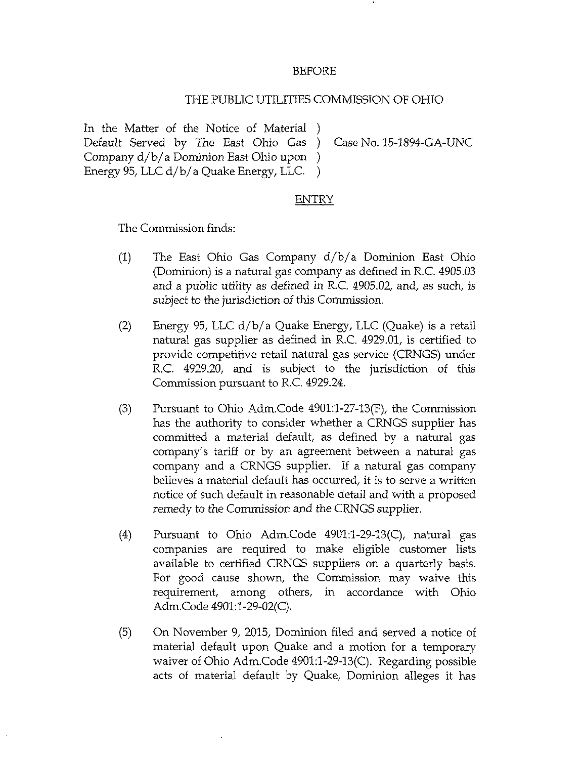BEFORE

THE PUBLIC UTILITIES COMMISSION OF OHIO

In the Matter of the Notice of Material Default Served by The East Ohio Gas Company d/b/a Dominion East Ohio upon Energy 95, LLC d/b/a Quake Energy, LLC. ) Case No. 15-1894-GA-UNC

ENTRY

The Commission finds:

(1) The East Ohio Gas Company d/b/a Dominion East Ohio (Dominion) is a natural gas company as defined in R.C. 4905.03 and a public utility as defined in R.C. 4905.02, and, as such, is subject to the jurisdiction of this Commission.

(2) Energy 95, LLC d/b/a Quake Energy, LLC (Quake) is a retail natural gas supplier as defined in R.C. 4929.01, is certified to provide competitive retail natural gas service (CRNGS) under R.C. 4929.20, and is subject to the jurisdiction of this Commission pursuant to R.C. 4929.24.

(3) Pursuant to Ohio Adm.Code 4901:1-27-13(F), the Commission has the authority to consider whether a CRNGS supplier has committed a material default, as defined by a natural gas company's tariff or by an agreement between a natural gas company and a CRNGS supplier. If a natural gas company believes a material default has occurred, it is to serve a written notice of such default in reasonable detail and with a proposed remedy to the Commission and the CRNGS supplier.

(4) Pursuant to Ohio Adm.Code 4901:1-29-13(C), natural gas companies are required to make eligible customer lists available to certified CRNGS suppliers on a quarterly basis. For good cause shown, the Commission may waive this requirement, among others, in accordance with Ohio Adm.Code 4901:1-29-02(C).

(5) On November 9, 2015, Dominion filed and served a notice of material default upon Quake and a motion for a temporary waiver of Ohio Adm.Code 4901:1-29-13(C). Regarding possible acts of material default by Quake, Dominion alleges it has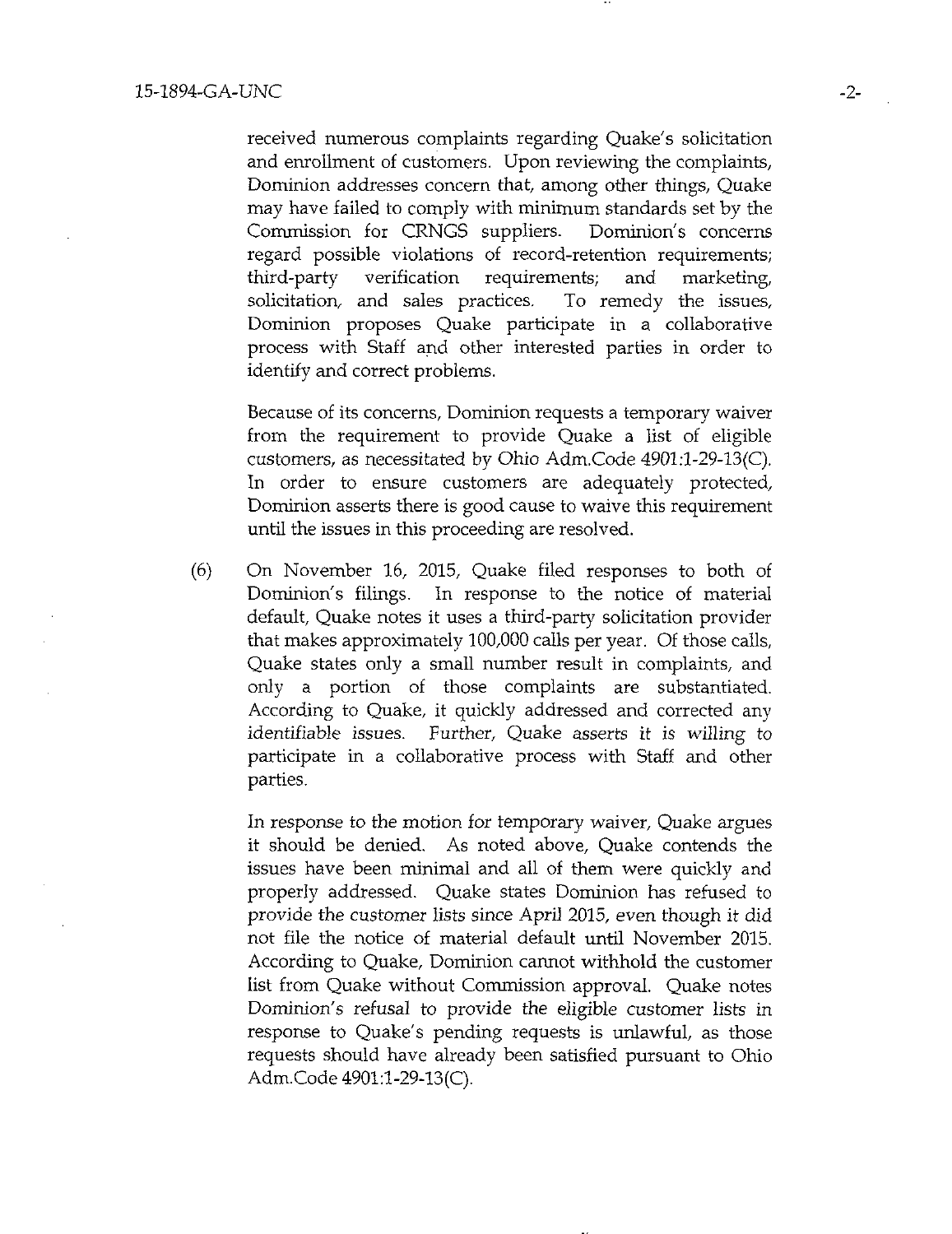received numerous complaints regarding Quake's solicitation and enrollment of customers. Upon reviewing the complaints, Dominion addresses concern that, among other things, Quake may have failed to comply with minimum standards set by the Commission for CRNGS suppliers. Dominion's concerns regard possible violations of record-retention requirements; third-party verification requirements; and marketing, solicitation, and sales practices. To remedy the issues, Dominion proposes Quake participate in a collaborative process with Staff and other interested parties in order to identify and correct problems.

Because of its concerns, Dominion requests a temporary waiver from the requirement to provide Quake a list of eligible customers, as necessitated by Ohio Adm.Code 4901:1-29-13(C). In order to ensure customers are adequately protected, Dominion asserts there is good cause to waive this requirement until the issues in this proceeding are resolved.

(6) On November 16, 2015, Quake filed responses to both of Dominion's filings. In response to the notice of material default, Quake notes it uses a third-party solicitation provider that makes approximately 100,000 calls per year. Of those calls, Quake states only a small number result in complaints, and only a portion of those complaints are substantiated. According to Quake, it quickly addressed and corrected any identifiable issues. Further, Quake asserts it is willing to participate in a collaborative process with Staff and other parties.

In response to the motion for temporary waiver, Quake argues it should be denied. As noted above, Quake contends the issues have been minimal and all of them were quickly and properly addressed. Quake states Dominion has refused to provide the customer lists since April 2015, even though it did not file the notice of material default until November 2015. According to Quake, Dominion cannot withhold the customer list from Quake without Commission approval. Quake notes Dominion's refusal to provide the eligible customer lists in response to Quake's pending requests is unlawful, as those requests should have already been satisfied pursuant to Ohio Adm.Code 4901:1-29-13(C).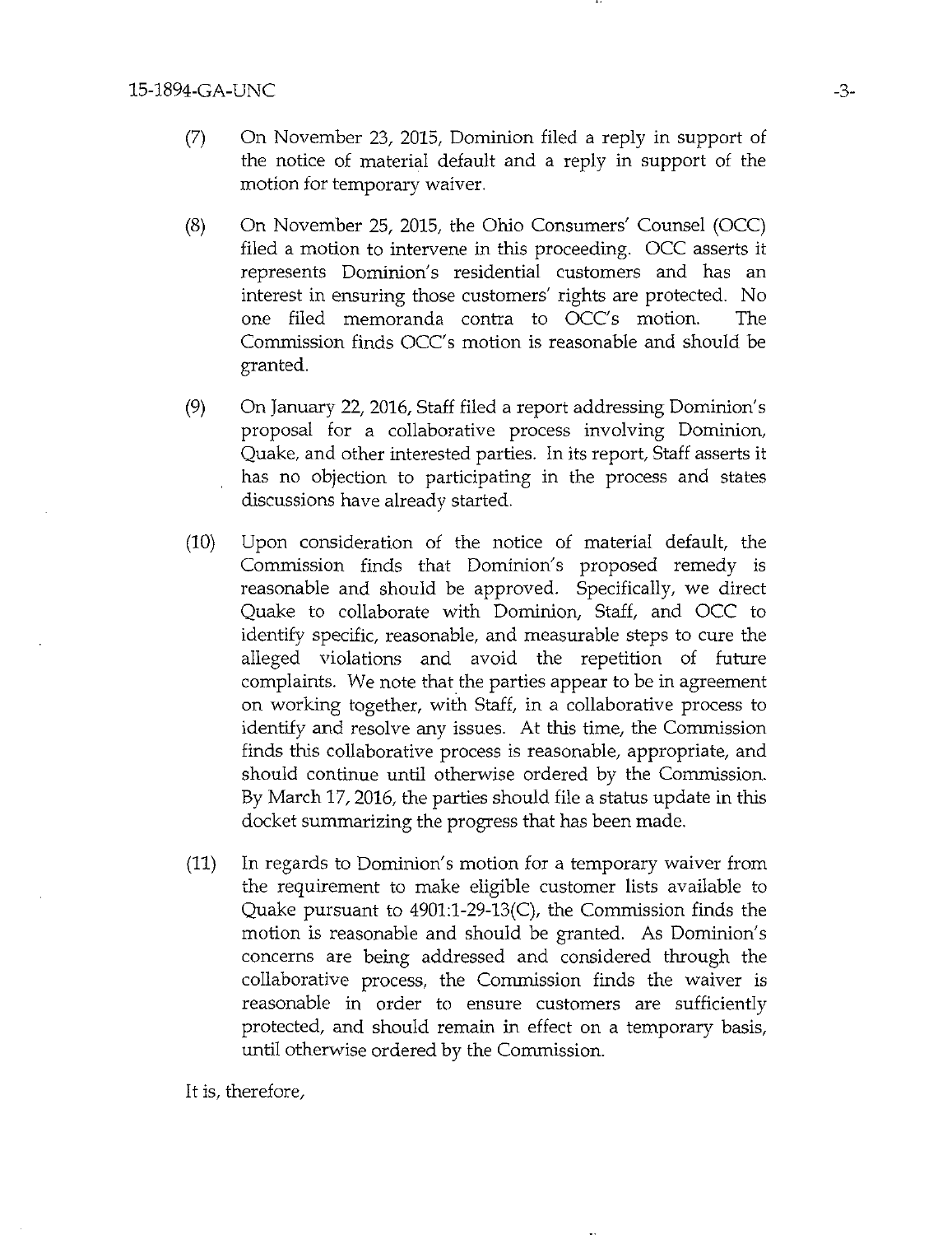(7) On November 23, 2015, Dominion filed a reply in support of the notice of material default and a reply in support of the motion for temporary waiver.

(8) On November 25, 2015, the Ohio Consumers' Counsel (OCC) filed a motion to intervene in this proceeding. OCC asserts it represents Dominion's residential customers and has an interest in ensuring those customers' rights are protected. No one filed memoranda contra to OCC's motion. The Commission finds OCC's motion is reasonable and should be granted.

(9) On January 22, 2016, Staff filed a report addressing Dominion's proposal for a collaborative process involving Dominion, Quake, and other interested parties. In its report, Staff asserts it has no objection to participating in the process and states discussions have already started.

(10) Upon consideration of the notice of material default, the Commission finds that Dominion's proposed remedy is reasonable and should be approved. Specifically, we direct Quake to collaborate with Dominion, Staff, and OCC to identify specific, reasonable, and measurable steps to cure the alleged violations and avoid the repetition of future complaints. We note that the parties appear to be in agreement on working together, with Staff, in a collaborative process to identify and resolve any issues. At this time, the Commission finds this collaborative process is reasonable, appropriate, and should continue until otherwise ordered by the Commission. By March 17, 2016, the parties should file a status update in this docket summarizing the progress that has been made.

(11) In regards to Dominion's motion for a temporary waiver from the requirement to make eligible customer lists available to Quake pursuant to 4901:1-29-13(C), the Commission finds the motion is reasonable and should be granted. As Dominion's concerns are being addressed and considered through the collaborative process, the Commission finds the waiver is reasonable in order to ensure customers are sufficiently protected, and should remain in effect on a temporary basis, until otherwise ordered by the Commission.

It is, therefore,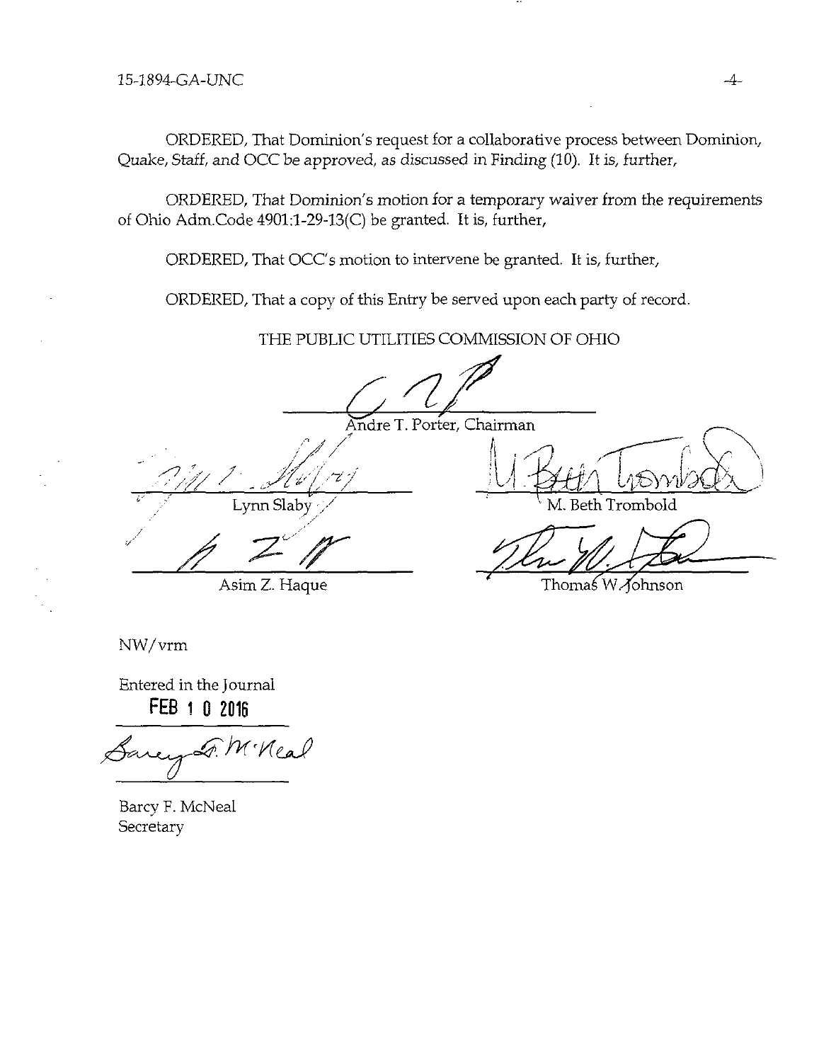ORDERED, That Dominion's request for a collaborative process between Dominion, Quake, Staff, and OCC be approved, as discussed in Finding (10). It is, further,

ORDERED, That Dominion's motion for a temporary waiver from the requirements of Ohio Adm.Code 4901:1-29-13(C) be granted. It is, further,

ORDERED, That OCC's motion to intervene be granted. It is, further,

ORDERED, That a copy of this Entry be served upon each party of record.

THE PUBLIC UTILITIES COMMISSION OF OHIO

Andre T. Porter, Chairman

Lynn Slaby

M. Beth Trombold

Asim Z. Haque

Thomas W. Johnson

NW/vrm

Entered in the Journal

FEB 1 0 2016

Barcy F. McNeal

Secretary